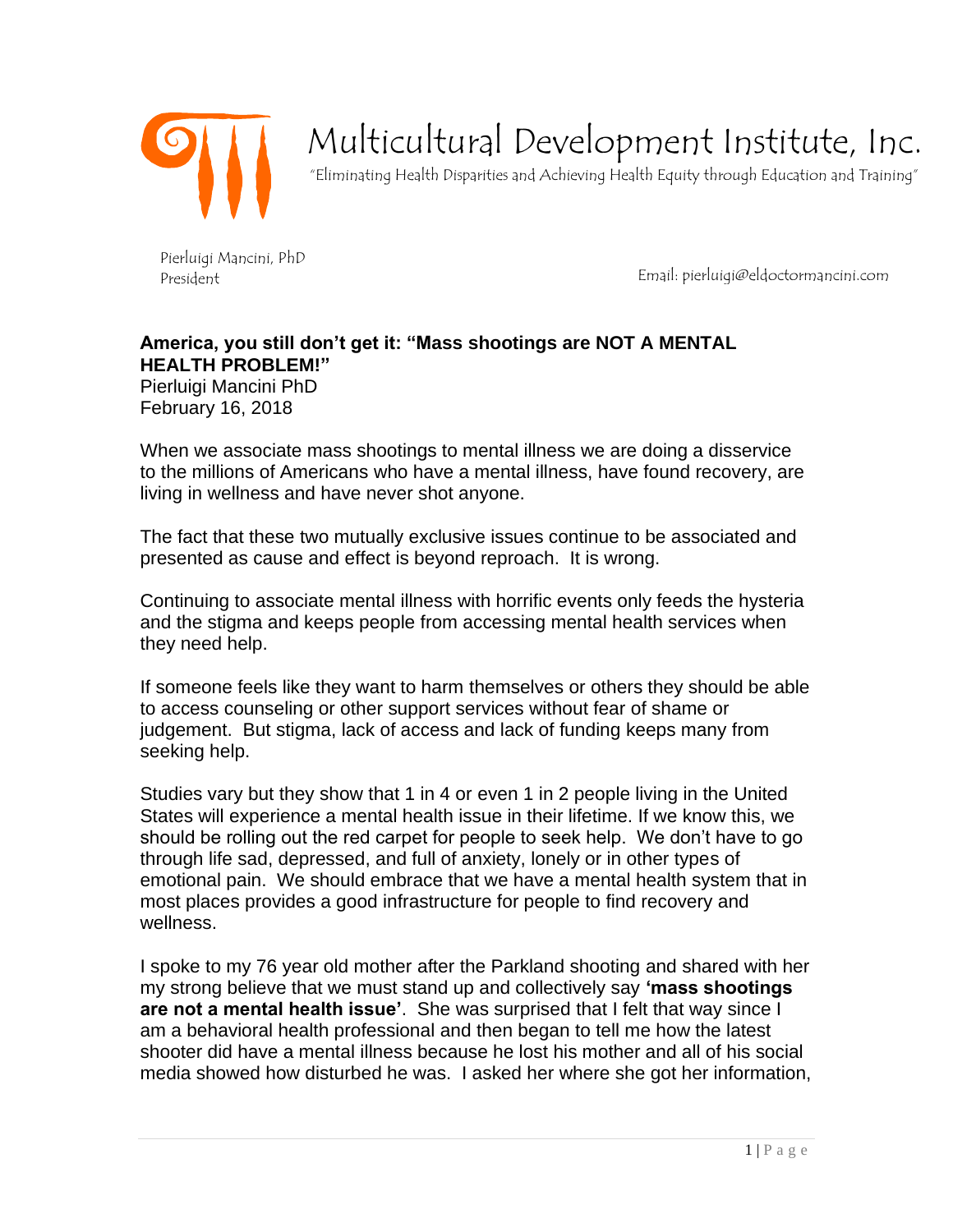# Multicultural Development Institute, Inc.

"Eliminating Health Disparities and Achieving Health Equity through Education and Training"

Pierluigi Mancini, PhD
President

Email: pierluigi@eldoctormancini.com

**America, you still don't get it: "Mass shootings are NOT A MENTAL HEALTH PROBLEM!"**
Pierluigi Mancini PhD
February 16, 2018

When we associate mass shootings to mental illness we are doing a disservice to the millions of Americans who have a mental illness, have found recovery, are living in wellness and have never shot anyone.

The fact that these two mutually exclusive issues continue to be associated and presented as cause and effect is beyond reproach. It is wrong.

Continuing to associate mental illness with horrific events only feeds the hysteria and the stigma and keeps people from accessing mental health services when they need help.

If someone feels like they want to harm themselves or others they should be able to access counseling or other support services without fear of shame or judgement. But stigma, lack of access and lack of funding keeps many from seeking help.

Studies vary but they show that 1 in 4 or even 1 in 2 people living in the United States will experience a mental health issue in their lifetime. If we know this, we should be rolling out the red carpet for people to seek help. We don't have to go through life sad, depressed, and full of anxiety, lonely or in other types of emotional pain. We should embrace that we have a mental health system that in most places provides a good infrastructure for people to find recovery and wellness.

I spoke to my 76 year old mother after the Parkland shooting and shared with her my strong believe that we must stand up and collectively say **'mass shootings are not a mental health issue'**. She was surprised that I felt that way since I am a behavioral health professional and then began to tell me how the latest shooter did have a mental illness because he lost his mother and all of his social media showed how disturbed he was. I asked her where she got her information,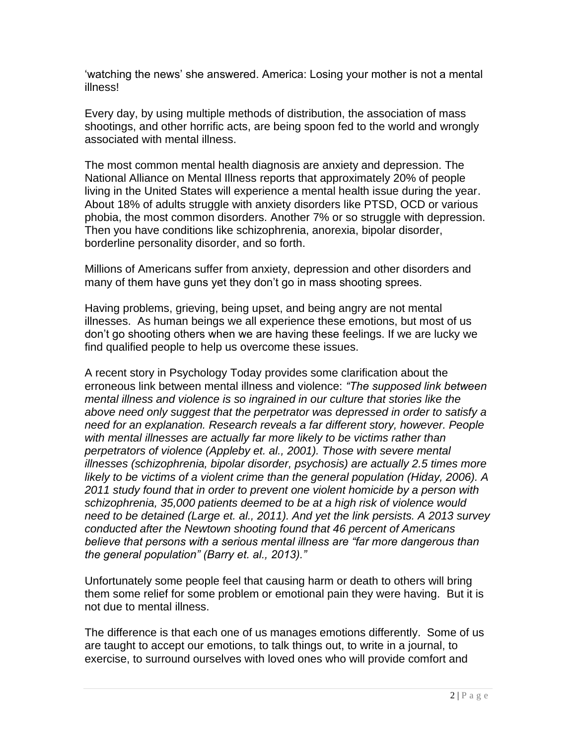'watching the news' she answered. America: Losing your mother is not a mental illness!

Every day, by using multiple methods of distribution, the association of mass shootings, and other horrific acts, are being spoon fed to the world and wrongly associated with mental illness.

The most common mental health diagnosis are anxiety and depression. The National Alliance on Mental Illness reports that approximately 20% of people living in the United States will experience a mental health issue during the year. About 18% of adults struggle with anxiety disorders like PTSD, OCD or various phobia, the most common disorders. Another 7% or so struggle with depression. Then you have conditions like schizophrenia, anorexia, bipolar disorder, borderline personality disorder, and so forth.

Millions of Americans suffer from anxiety, depression and other disorders and many of them have guns yet they don't go in mass shooting sprees.

Having problems, grieving, being upset, and being angry are not mental illnesses. As human beings we all experience these emotions, but most of us don't go shooting others when we are having these feelings. If we are lucky we find qualified people to help us overcome these issues.

A recent story in Psychology Today provides some clarification about the erroneous link between mental illness and violence: *"The supposed link between mental illness and violence is so ingrained in our culture that stories like the above need only suggest that the perpetrator was depressed in order to satisfy a need for an explanation. Research reveals a far different story, however. People with mental illnesses are actually far more likely to be victims rather than perpetrators of violence (Appleby et. al., 2001). Those with severe mental illnesses (schizophrenia, bipolar disorder, psychosis) are actually 2.5 times more likely to be victims of a violent crime than the general population (Hiday, 2006). A 2011 study found that in order to prevent one violent homicide by a person with schizophrenia, 35,000 patients deemed to be at a high risk of violence would need to be detained (Large et. al., 2011). And yet the link persists. A 2013 survey conducted after the Newtown shooting found that 46 percent of Americans believe that persons with a serious mental illness are "far more dangerous than the general population" (Barry et. al., 2013)."*

Unfortunately some people feel that causing harm or death to others will bring them some relief for some problem or emotional pain they were having. But it is not due to mental illness.

The difference is that each one of us manages emotions differently. Some of us are taught to accept our emotions, to talk things out, to write in a journal, to exercise, to surround ourselves with loved ones who will provide comfort and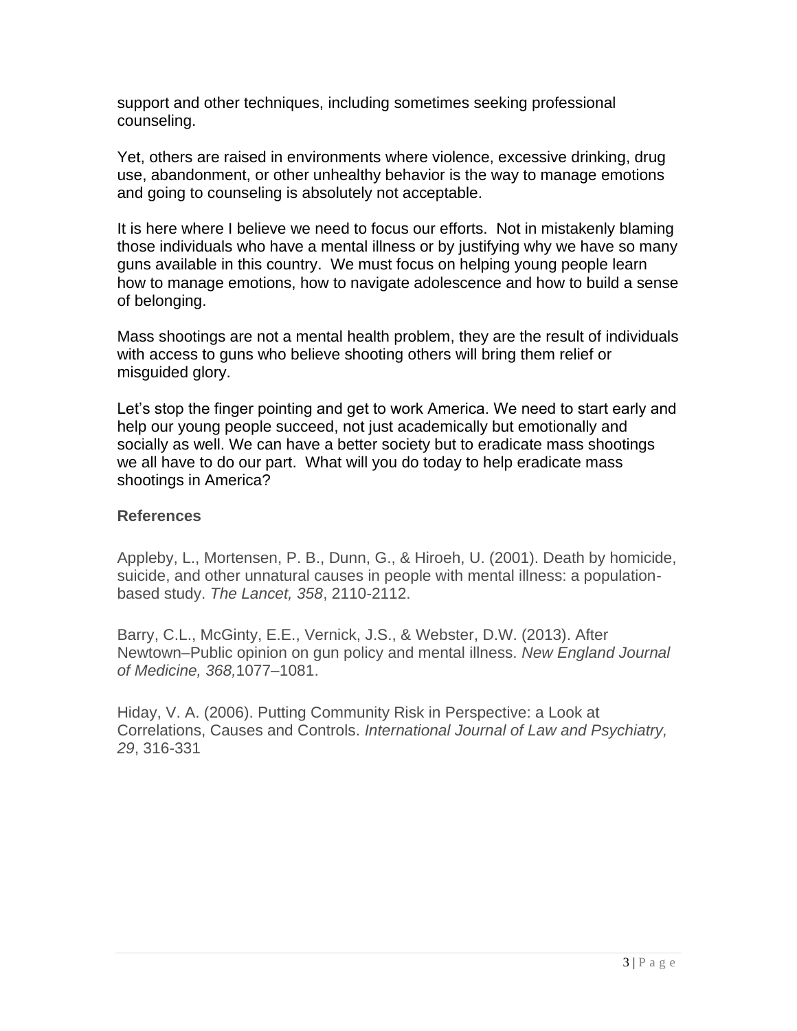support and other techniques, including sometimes seeking professional counseling.

Yet, others are raised in environments where violence, excessive drinking, drug use, abandonment, or other unhealthy behavior is the way to manage emotions and going to counseling is absolutely not acceptable.

It is here where I believe we need to focus our efforts. Not in mistakenly blaming those individuals who have a mental illness or by justifying why we have so many guns available in this country. We must focus on helping young people learn how to manage emotions, how to navigate adolescence and how to build a sense of belonging.

Mass shootings are not a mental health problem, they are the result of individuals with access to guns who believe shooting others will bring them relief or misguided glory.

Let's stop the finger pointing and get to work America. We need to start early and help our young people succeed, not just academically but emotionally and socially as well. We can have a better society but to eradicate mass shootings we all have to do our part. What will you do today to help eradicate mass shootings in America?

### References

Appleby, L., Mortensen, P. B., Dunn, G., & Hiroeh, U. (2001). Death by homicide, suicide, and other unnatural causes in people with mental illness: a population-based study. *The Lancet, 358*, 2110-2112.

Barry, C.L., McGinty, E.E., Vernick, J.S., & Webster, D.W. (2013). After Newtown–Public opinion on gun policy and mental illness. *New England Journal of Medicine, 368,*1077–1081.

Hiday, V. A. (2006). Putting Community Risk in Perspective: a Look at Correlations, Causes and Controls. *International Journal of Law and Psychiatry, 29*, 316-331